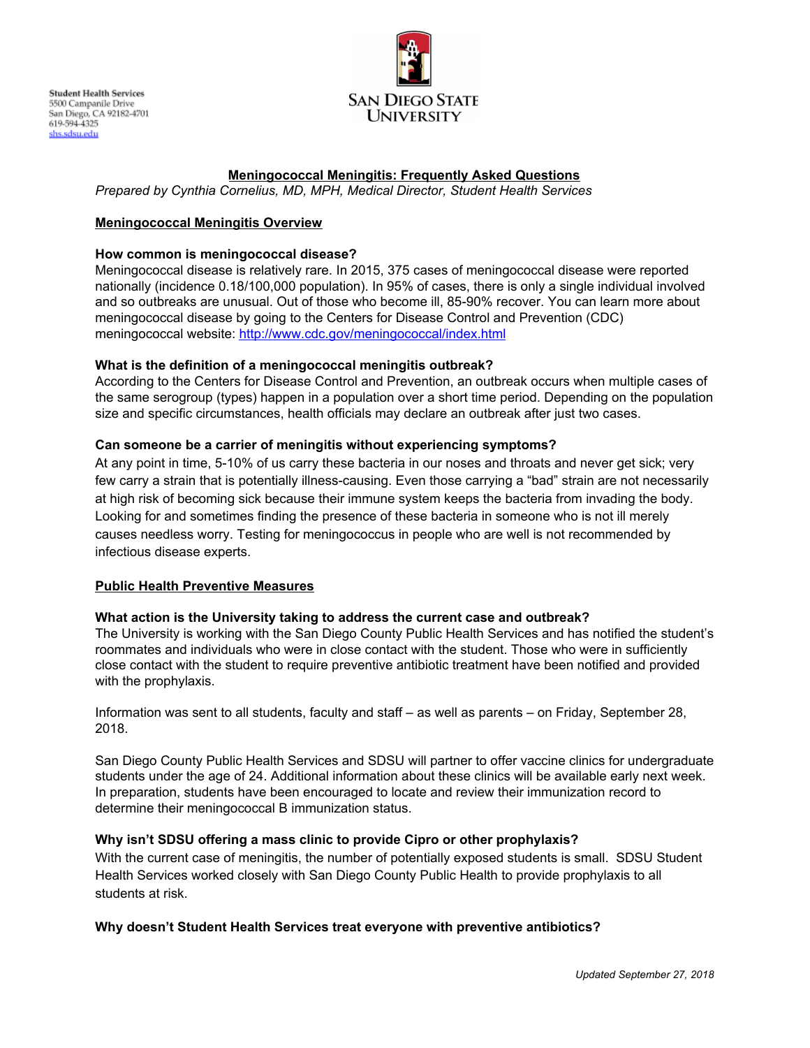Student Health Services
5500 Campanile Drive
San Diego, CA 92182-4701
619-594-4325
shs.sdsu.edu

SAN DIEGO STATE UNIVERSITY

# Meningococcal Meningitis: Frequently Asked Questions

*Prepared by Cynthia Cornelius, MD, MPH, Medical Director, Student Health Services*

## Meningococcal Meningitis Overview

### How common is meningococcal disease?

Meningococcal disease is relatively rare. In 2015, 375 cases of meningococcal disease were reported nationally (incidence 0.18/100,000 population). In 95% of cases, there is only a single individual involved and so outbreaks are unusual. Out of those who become ill, 85-90% recover. You can learn more about meningococcal disease by going to the Centers for Disease Control and Prevention (CDC) meningococcal website: http://www.cdc.gov/meningococcal/index.html

### What is the definition of a meningococcal meningitis outbreak?

According to the Centers for Disease Control and Prevention, an outbreak occurs when multiple cases of the same serogroup (types) happen in a population over a short time period. Depending on the population size and specific circumstances, health officials may declare an outbreak after just two cases.

### Can someone be a carrier of meningitis without experiencing symptoms?

At any point in time, 5-10% of us carry these bacteria in our noses and throats and never get sick; very few carry a strain that is potentially illness-causing. Even those carrying a "bad" strain are not necessarily at high risk of becoming sick because their immune system keeps the bacteria from invading the body. Looking for and sometimes finding the presence of these bacteria in someone who is not ill merely causes needless worry. Testing for meningococcus in people who are well is not recommended by infectious disease experts.

## Public Health Preventive Measures

### What action is the University taking to address the current case and outbreak?

The University is working with the San Diego County Public Health Services and has notified the student's roommates and individuals who were in close contact with the student. Those who were in sufficiently close contact with the student to require preventive antibiotic treatment have been notified and provided with the prophylaxis.

Information was sent to all students, faculty and staff – as well as parents – on Friday, September 28, 2018.

San Diego County Public Health Services and SDSU will partner to offer vaccine clinics for undergraduate students under the age of 24. Additional information about these clinics will be available early next week. In preparation, students have been encouraged to locate and review their immunization record to determine their meningococcal B immunization status.

### Why isn't SDSU offering a mass clinic to provide Cipro or other prophylaxis?

With the current case of meningitis, the number of potentially exposed students is small. SDSU Student Health Services worked closely with San Diego County Public Health to provide prophylaxis to all students at risk.

### Why doesn't Student Health Services treat everyone with preventive antibiotics?

*Updated September 27, 2018*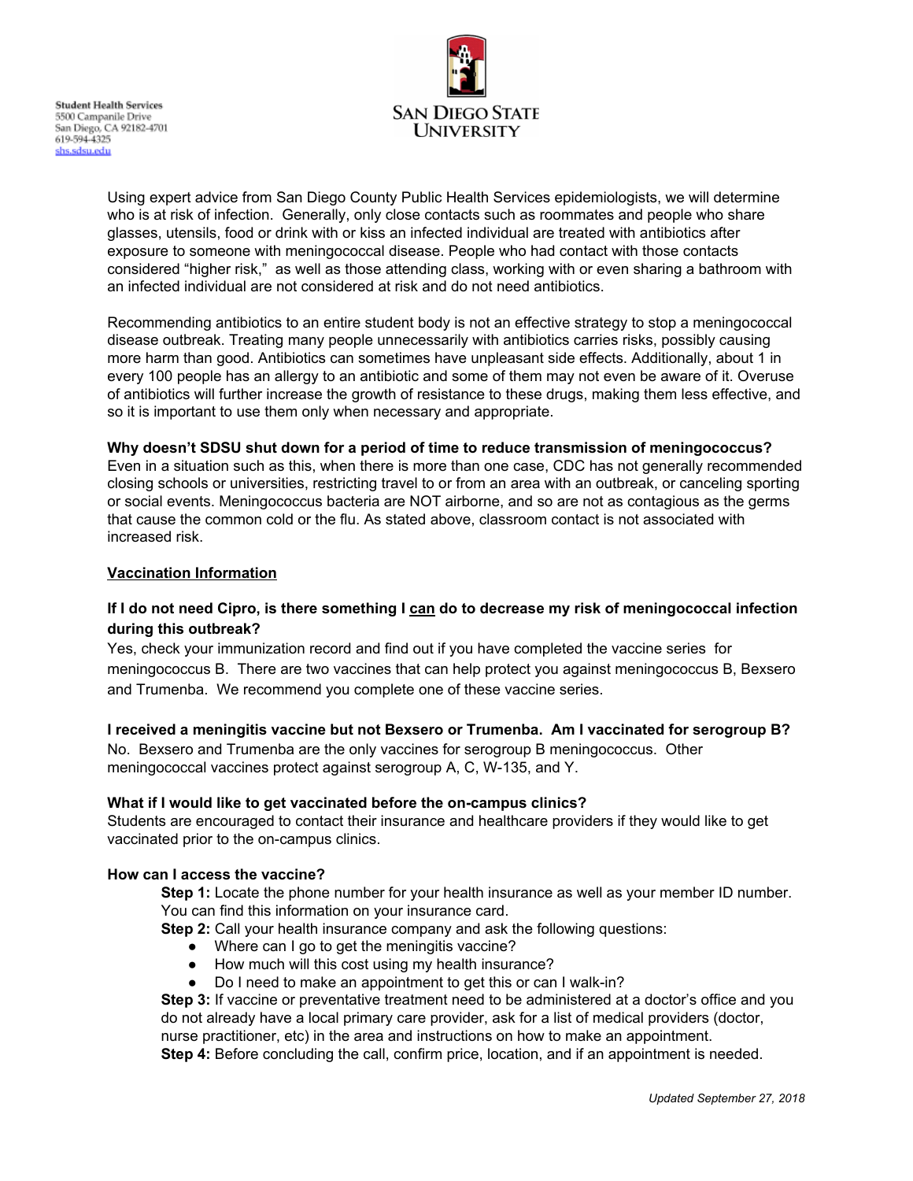Using expert advice from San Diego County Public Health Services epidemiologists, we will determine who is at risk of infection. Generally, only close contacts such as roommates and people who share glasses, utensils, food or drink with or kiss an infected individual are treated with antibiotics after exposure to someone with meningococcal disease. People who had contact with those contacts considered "higher risk," as well as those attending class, working with or even sharing a bathroom with an infected individual are not considered at risk and do not need antibiotics.

Recommending antibiotics to an entire student body is not an effective strategy to stop a meningococcal disease outbreak. Treating many people unnecessarily with antibiotics carries risks, possibly causing more harm than good. Antibiotics can sometimes have unpleasant side effects. Additionally, about 1 in every 100 people has an allergy to an antibiotic and some of them may not even be aware of it. Overuse of antibiotics will further increase the growth of resistance to these drugs, making them less effective, and so it is important to use them only when necessary and appropriate.

**Why doesn't SDSU shut down for a period of time to reduce transmission of meningococcus?**
Even in a situation such as this, when there is more than one case, CDC has not generally recommended closing schools or universities, restricting travel to or from an area with an outbreak, or canceling sporting or social events. Meningococcus bacteria are NOT airborne, and so are not as contagious as the germs that cause the common cold or the flu. As stated above, classroom contact is not associated with increased risk.

## Vaccination Information

**If I do not need Cipro, is there something I can do to decrease my risk of meningococcal infection during this outbreak?**
Yes, check your immunization record and find out if you have completed the vaccine series for meningococcus B. There are two vaccines that can help protect you against meningococcus B, Bexsero and Trumenba. We recommend you complete one of these vaccine series.

**I received a meningitis vaccine but not Bexsero or Trumenba. Am I vaccinated for serogroup B?**
No. Bexsero and Trumenba are the only vaccines for serogroup B meningococcus. Other meningococcal vaccines protect against serogroup A, C, W-135, and Y.

**What if I would like to get vaccinated before the on-campus clinics?**
Students are encouraged to contact their insurance and healthcare providers if they would like to get vaccinated prior to the on-campus clinics.

**How can I access the vaccine?**

**Step 1:** Locate the phone number for your health insurance as well as your member ID number. You can find this information on your insurance card.

**Step 2:** Call your health insurance company and ask the following questions:

- Where can I go to get the meningitis vaccine?
- How much will this cost using my health insurance?
- Do I need to make an appointment to get this or can I walk-in?

**Step 3:** If vaccine or preventative treatment need to be administered at a doctor's office and you do not already have a local primary care provider, ask for a list of medical providers (doctor, nurse practitioner, etc) in the area and instructions on how to make an appointment.

**Step 4:** Before concluding the call, confirm price, location, and if an appointment is needed.

*Updated September 27, 2018*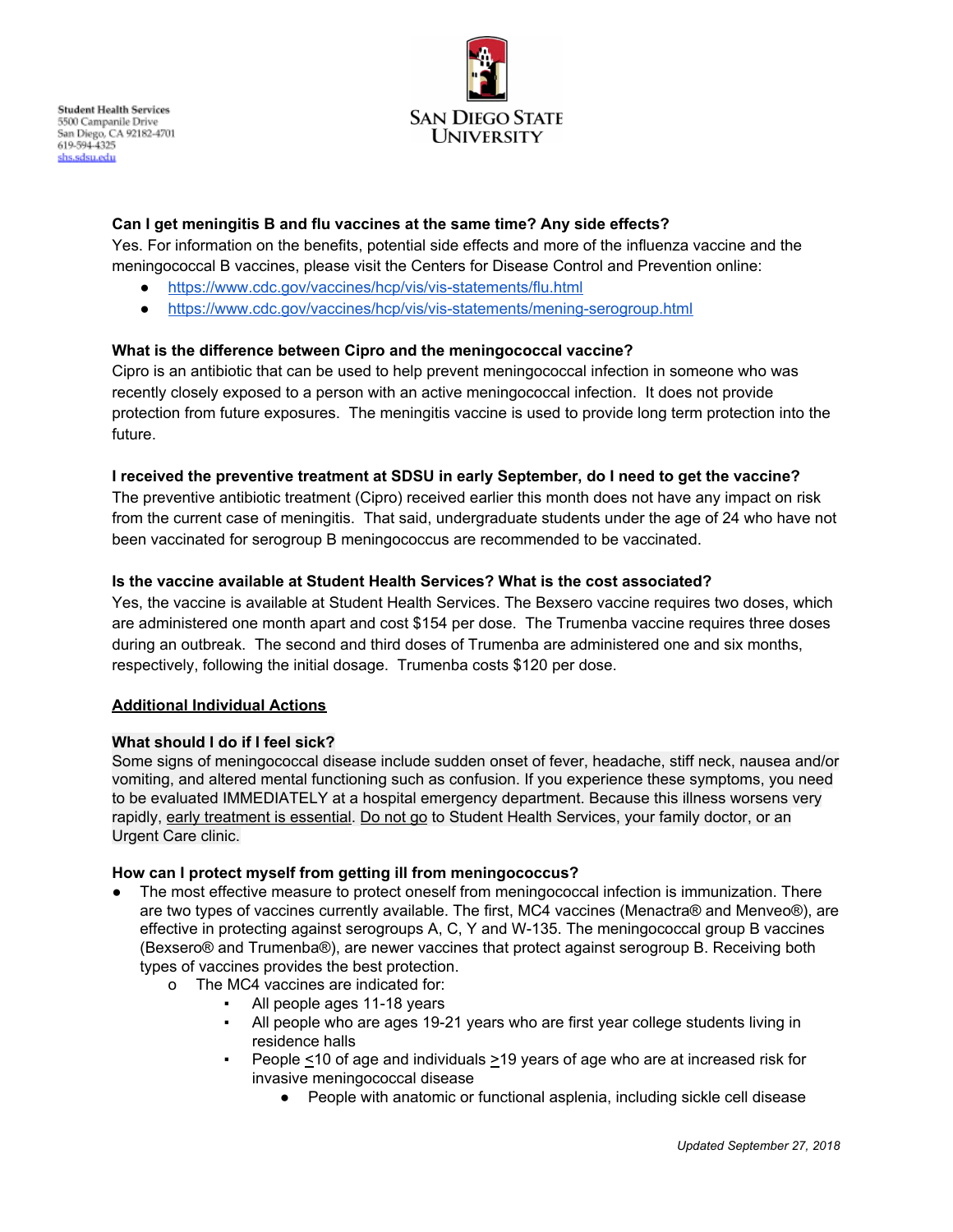Student Health Services
5500 Campanile Drive
San Diego, CA 92182-4701
619-594-4325
shs.sdsu.edu

SAN DIEGO STATE UNIVERSITY

**Can I get meningitis B and flu vaccines at the same time? Any side effects?**

Yes. For information on the benefits, potential side effects and more of the influenza vaccine and the meningococcal B vaccines, please visit the Centers for Disease Control and Prevention online:

- https://www.cdc.gov/vaccines/hcp/vis/vis-statements/flu.html
- https://www.cdc.gov/vaccines/hcp/vis/vis-statements/mening-serogroup.html

**What is the difference between Cipro and the meningococcal vaccine?**

Cipro is an antibiotic that can be used to help prevent meningococcal infection in someone who was recently closely exposed to a person with an active meningococcal infection. It does not provide protection from future exposures. The meningitis vaccine is used to provide long term protection into the future.

**I received the preventive treatment at SDSU in early September, do I need to get the vaccine?**

The preventive antibiotic treatment (Cipro) received earlier this month does not have any impact on risk from the current case of meningitis. That said, undergraduate students under the age of 24 who have not been vaccinated for serogroup B meningococcus are recommended to be vaccinated.

**Is the vaccine available at Student Health Services? What is the cost associated?**

Yes, the vaccine is available at Student Health Services. The Bexsero vaccine requires two doses, which are administered one month apart and cost $154 per dose. The Trumenba vaccine requires three doses during an outbreak. The second and third doses of Trumenba are administered one and six months, respectively, following the initial dosage. Trumenba costs $120 per dose.

**<u>Additional Individual Actions</u>**

**What should I do if I feel sick?**

Some signs of meningococcal disease include sudden onset of fever, headache, stiff neck, nausea and/or vomiting, and altered mental functioning such as confusion. If you experience these symptoms, you need to be evaluated IMMEDIATELY at a hospital emergency department. Because this illness worsens very rapidly, <u>early treatment is essential</u>. <u>Do not go</u> to Student Health Services, your family doctor, or an Urgent Care clinic.

**How can I protect myself from getting ill from meningococcus?**

- The most effective measure to protect oneself from meningococcal infection is immunization. There are two types of vaccines currently available. The first, MC4 vaccines (Menactra® and Menveo®), are effective in protecting against serogroups A, C, Y and W-135. The meningococcal group B vaccines (Bexsero® and Trumenba®), are newer vaccines that protect against serogroup B. Receiving both types of vaccines provides the best protection.
  - The MC4 vaccines are indicated for:
    - All people ages 11-18 years
    - All people who are ages 19-21 years who are first year college students living in residence halls
    - People ≤10 of age and individuals ≥19 years of age who are at increased risk for invasive meningococcal disease
      - People with anatomic or functional asplenia, including sickle cell disease

*Updated September 27, 2018*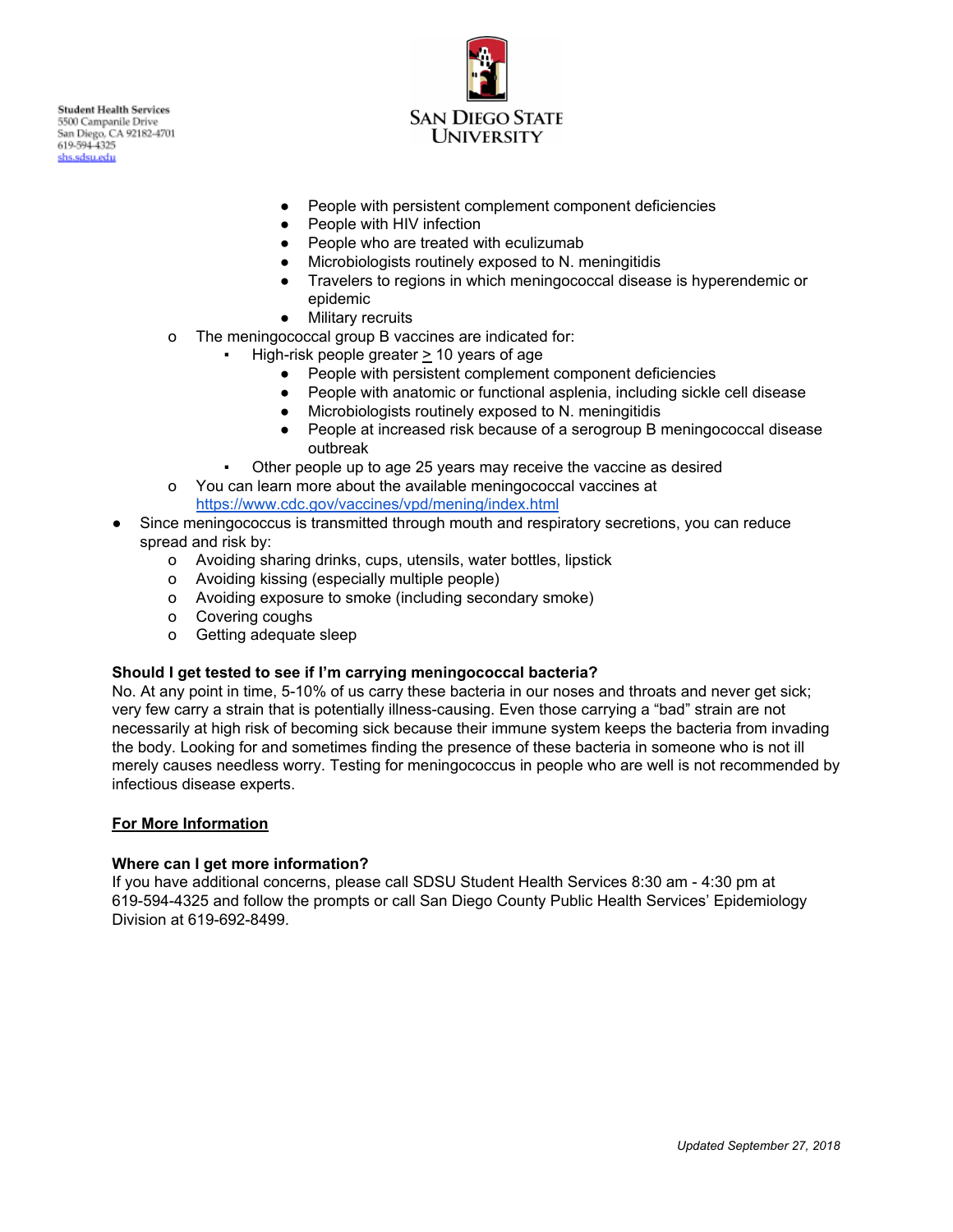- People with persistent complement component deficiencies
      - People with HIV infection
      - People who are treated with eculizumab
      - Microbiologists routinely exposed to N. meningitidis
      - Travelers to regions in which meningococcal disease is hyperendemic or epidemic
      - Military recruits
  - The meningococcal group B vaccines are indicated for:
    - High-risk people greater ≥ 10 years of age
      - People with persistent complement component deficiencies
      - People with anatomic or functional asplenia, including sickle cell disease
      - Microbiologists routinely exposed to N. meningitidis
      - People at increased risk because of a serogroup B meningococcal disease outbreak
    - Other people up to age 25 years may receive the vaccine as desired
  - You can learn more about the available meningococcal vaccines at https://www.cdc.gov/vaccines/vpd/mening/index.html
- Since meningococcus is transmitted through mouth and respiratory secretions, you can reduce spread and risk by:
  - Avoiding sharing drinks, cups, utensils, water bottles, lipstick
  - Avoiding kissing (especially multiple people)
  - Avoiding exposure to smoke (including secondary smoke)
  - Covering coughs
  - Getting adequate sleep

**Should I get tested to see if I'm carrying meningococcal bacteria?**
No. At any point in time, 5-10% of us carry these bacteria in our noses and throats and never get sick; very few carry a strain that is potentially illness-causing. Even those carrying a "bad" strain are not necessarily at high risk of becoming sick because their immune system keeps the bacteria from invading the body. Looking for and sometimes finding the presence of these bacteria in someone who is not ill merely causes needless worry. Testing for meningococcus in people who are well is not recommended by infectious disease experts.

## For More Information

**Where can I get more information?**
If you have additional concerns, please call SDSU Student Health Services 8:30 am - 4:30 pm at 619-594-4325 and follow the prompts or call San Diego County Public Health Services' Epidemiology Division at 619-692-8499.

*Updated September 27, 2018*